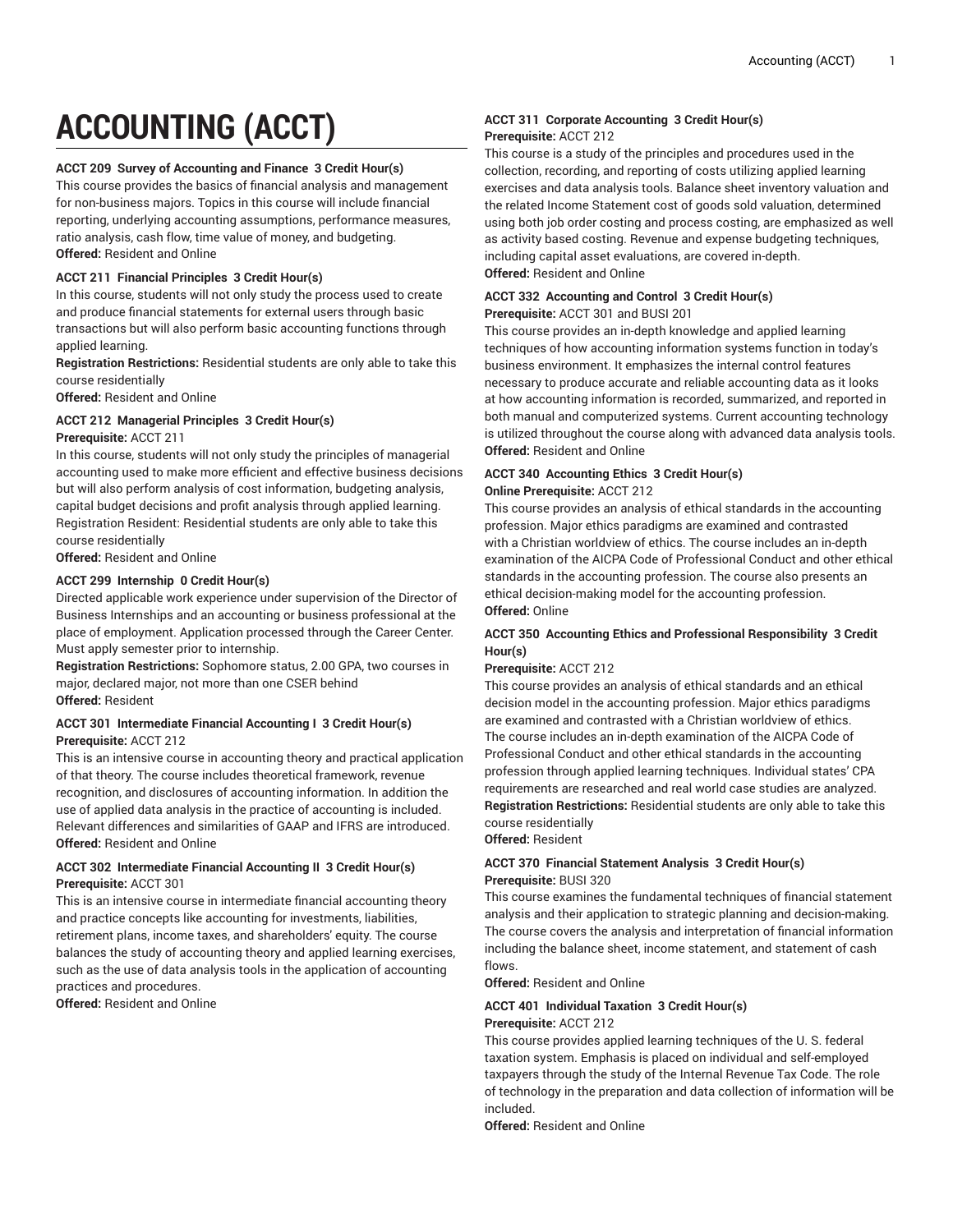# ACCOUNTING (ACCT)

**ACCT 209 Survey of Accounting and Finance 3 Credit Hour(s)**

This course provides the basics of financial analysis and management for non-business majors. Topics in this course will include financial reporting, underlying accounting assumptions, performance measures, ratio analysis, cash flow, time value of money, and budgeting.

**Offered:** Resident and Online

**ACCT 211 Financial Principles 3 Credit Hour(s)**

In this course, students will not only study the process used to create and produce financial statements for external users through basic transactions but will also perform basic accounting functions through applied learning.

**Registration Restrictions:** Residential students are only able to take this course residentially

**Offered:** Resident and Online

**ACCT 212 Managerial Principles 3 Credit Hour(s)**

**Prerequisite:** ACCT 211

In this course, students will not only study the principles of managerial accounting used to make more efficient and effective business decisions but will also perform analysis of cost information, budgeting analysis, capital budget decisions and profit analysis through applied learning. Registration Resident: Residential students are only able to take this course residentially

**Offered:** Resident and Online

**ACCT 299 Internship 0 Credit Hour(s)**

Directed applicable work experience under supervision of the Director of Business Internships and an accounting or business professional at the place of employment. Application processed through the Career Center. Must apply semester prior to internship.

**Registration Restrictions:** Sophomore status, 2.00 GPA, two courses in major, declared major, not more than one CSER behind

**Offered:** Resident

**ACCT 301 Intermediate Financial Accounting I 3 Credit Hour(s)**

**Prerequisite:** ACCT 212

This is an intensive course in accounting theory and practical application of that theory. The course includes theoretical framework, revenue recognition, and disclosures of accounting information. In addition the use of applied data analysis in the practice of accounting is included. Relevant differences and similarities of GAAP and IFRS are introduced.

**Offered:** Resident and Online

**ACCT 302 Intermediate Financial Accounting II 3 Credit Hour(s)**

**Prerequisite:** ACCT 301

This is an intensive course in intermediate financial accounting theory and practice concepts like accounting for investments, liabilities, retirement plans, income taxes, and shareholders' equity. The course balances the study of accounting theory and applied learning exercises, such as the use of data analysis tools in the application of accounting practices and procedures.

**Offered:** Resident and Online

**ACCT 311 Corporate Accounting 3 Credit Hour(s)**

**Prerequisite:** ACCT 212

This course is a study of the principles and procedures used in the collection, recording, and reporting of costs utilizing applied learning exercises and data analysis tools. Balance sheet inventory valuation and the related Income Statement cost of goods sold valuation, determined using both job order costing and process costing, are emphasized as well as activity based costing. Revenue and expense budgeting techniques, including capital asset evaluations, are covered in-depth.

**Offered:** Resident and Online

**ACCT 332 Accounting and Control 3 Credit Hour(s)**

**Prerequisite:** ACCT 301 and BUSI 201

This course provides an in-depth knowledge and applied learning techniques of how accounting information systems function in today's business environment. It emphasizes the internal control features necessary to produce accurate and reliable accounting data as it looks at how accounting information is recorded, summarized, and reported in both manual and computerized systems. Current accounting technology is utilized throughout the course along with advanced data analysis tools.

**Offered:** Resident and Online

**ACCT 340 Accounting Ethics 3 Credit Hour(s)**

**Online Prerequisite:** ACCT 212

This course provides an analysis of ethical standards in the accounting profession. Major ethics paradigms are examined and contrasted with a Christian worldview of ethics. The course includes an in-depth examination of the AICPA Code of Professional Conduct and other ethical standards in the accounting profession. The course also presents an ethical decision-making model for the accounting profession.

**Offered:** Online

**ACCT 350 Accounting Ethics and Professional Responsibility 3 Credit Hour(s)**

**Prerequisite:** ACCT 212

This course provides an analysis of ethical standards and an ethical decision model in the accounting profession. Major ethics paradigms are examined and contrasted with a Christian worldview of ethics. The course includes an in-depth examination of the AICPA Code of Professional Conduct and other ethical standards in the accounting profession through applied learning techniques. Individual states' CPA requirements are researched and real world case studies are analyzed.

**Registration Restrictions:** Residential students are only able to take this course residentially

**Offered:** Resident

**ACCT 370 Financial Statement Analysis 3 Credit Hour(s)**

**Prerequisite:** BUSI 320

This course examines the fundamental techniques of financial statement analysis and their application to strategic planning and decision-making. The course covers the analysis and interpretation of financial information including the balance sheet, income statement, and statement of cash flows.

**Offered:** Resident and Online

**ACCT 401 Individual Taxation 3 Credit Hour(s)**

**Prerequisite:** ACCT 212

This course provides applied learning techniques of the U. S. federal taxation system. Emphasis is placed on individual and self-employed taxpayers through the study of the Internal Revenue Tax Code. The role of technology in the preparation and data collection of information will be included.

**Offered:** Resident and Online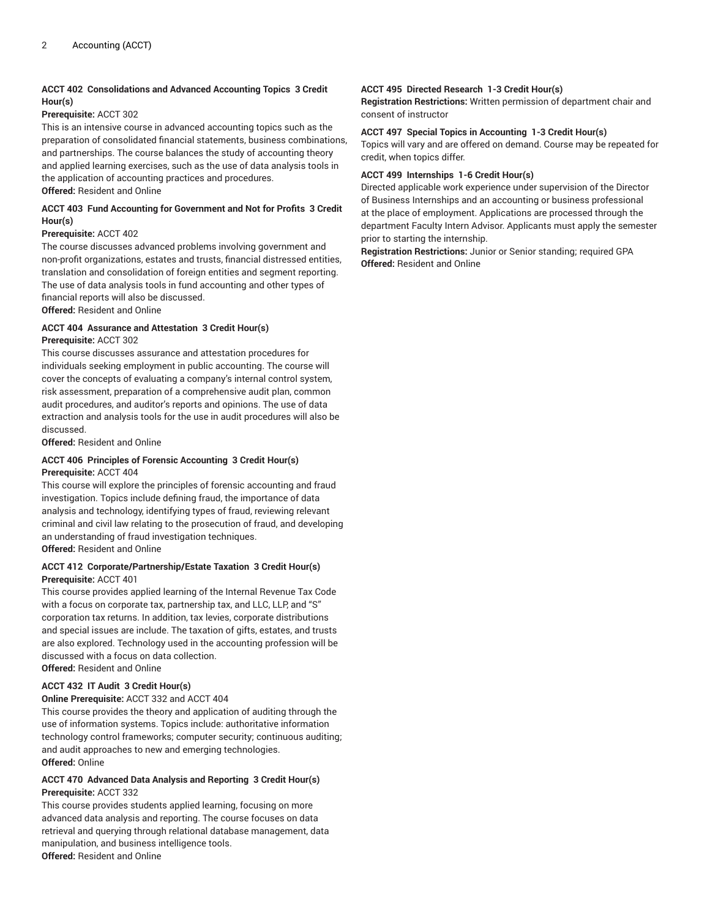**ACCT 402 Consolidations and Advanced Accounting Topics 3 Credit Hour(s)**
**Prerequisite:** ACCT 302
This is an intensive course in advanced accounting topics such as the preparation of consolidated financial statements, business combinations, and partnerships. The course balances the study of accounting theory and applied learning exercises, such as the use of data analysis tools in the application of accounting practices and procedures.
**Offered:** Resident and Online

**ACCT 403 Fund Accounting for Government and Not for Profits 3 Credit Hour(s)**
**Prerequisite:** ACCT 402
The course discusses advanced problems involving government and non-profit organizations, estates and trusts, financial distressed entities, translation and consolidation of foreign entities and segment reporting. The use of data analysis tools in fund accounting and other types of financial reports will also be discussed.
**Offered:** Resident and Online

**ACCT 404 Assurance and Attestation 3 Credit Hour(s)**
**Prerequisite:** ACCT 302
This course discusses assurance and attestation procedures for individuals seeking employment in public accounting. The course will cover the concepts of evaluating a company's internal control system, risk assessment, preparation of a comprehensive audit plan, common audit procedures, and auditor's reports and opinions. The use of data extraction and analysis tools for the use in audit procedures will also be discussed.
**Offered:** Resident and Online

**ACCT 406 Principles of Forensic Accounting 3 Credit Hour(s)**
**Prerequisite:** ACCT 404
This course will explore the principles of forensic accounting and fraud investigation. Topics include defining fraud, the importance of data analysis and technology, identifying types of fraud, reviewing relevant criminal and civil law relating to the prosecution of fraud, and developing an understanding of fraud investigation techniques.
**Offered:** Resident and Online

**ACCT 412 Corporate/Partnership/Estate Taxation 3 Credit Hour(s)**
**Prerequisite:** ACCT 401
This course provides applied learning of the Internal Revenue Tax Code with a focus on corporate tax, partnership tax, and LLC, LLP, and "S" corporation tax returns. In addition, tax levies, corporate distributions and special issues are include. The taxation of gifts, estates, and trusts are also explored. Technology used in the accounting profession will be discussed with a focus on data collection.
**Offered:** Resident and Online

**ACCT 432 IT Audit 3 Credit Hour(s)**
**Online Prerequisite:** ACCT 332 and ACCT 404
This course provides the theory and application of auditing through the use of information systems. Topics include: authoritative information technology control frameworks; computer security; continuous auditing; and audit approaches to new and emerging technologies.
**Offered:** Online

**ACCT 470 Advanced Data Analysis and Reporting 3 Credit Hour(s)**
**Prerequisite:** ACCT 332
This course provides students applied learning, focusing on more advanced data analysis and reporting. The course focuses on data retrieval and querying through relational database management, data manipulation, and business intelligence tools.
**Offered:** Resident and Online

**ACCT 495 Directed Research 1-3 Credit Hour(s)**
**Registration Restrictions:** Written permission of department chair and consent of instructor

**ACCT 497 Special Topics in Accounting 1-3 Credit Hour(s)**
Topics will vary and are offered on demand. Course may be repeated for credit, when topics differ.

**ACCT 499 Internships 1-6 Credit Hour(s)**
Directed applicable work experience under supervision of the Director of Business Internships and an accounting or business professional at the place of employment. Applications are processed through the department Faculty Intern Advisor. Applicants must apply the semester prior to starting the internship.
**Registration Restrictions:** Junior or Senior standing; required GPA
**Offered:** Resident and Online